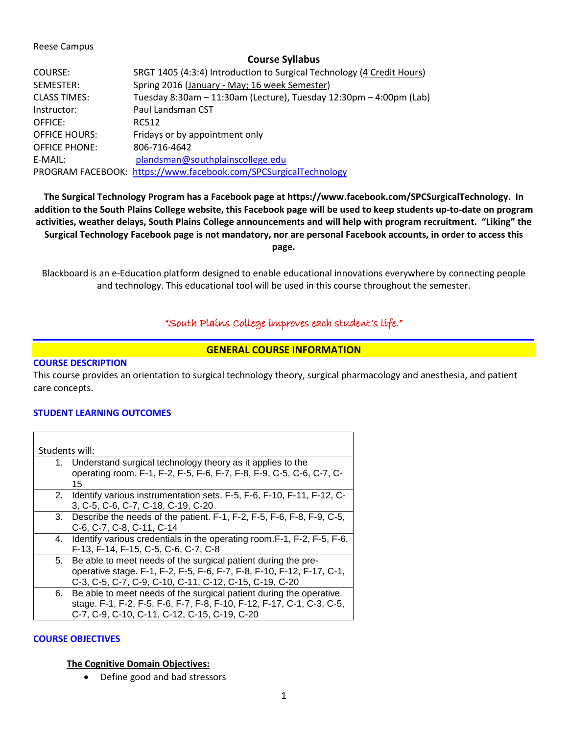Reese Campus

**Course Syllabus**

| | |
|---|---|
| COURSE: | SRGT 1405 (4:3:4) Introduction to Surgical Technology (4 Credit Hours) |
| SEMESTER: | Spring 2016 (January - May; 16 week Semester) |
| CLASS TIMES: | Tuesday 8:30am – 11:30am (Lecture), Tuesday 12:30pm – 4:00pm (Lab) |
| Instructor: | Paul Landsman CST |
| OFFICE: | RC512 |
| OFFICE HOURS: | Fridays or by appointment only |
| OFFICE PHONE: | 806-716-4642 |
| E-MAIL: | plandsman@southplainscollege.edu |
| PROGRAM FACEBOOK: | https://www.facebook.com/SPCSurgicalTechnology |

**The Surgical Technology Program has a Facebook page at https://www.facebook.com/SPCSurgicalTechnology. In addition to the South Plains College website, this Facebook page will be used to keep students up-to-date on program activities, weather delays, South Plains College announcements and will help with program recruitment. "Liking" the Surgical Technology Facebook page is not mandatory, nor are personal Facebook accounts, in order to access this page.**

Blackboard is an e-Education platform designed to enable educational innovations everywhere by connecting people and technology. This educational tool will be used in this course throughout the semester.

*"South Plains College improves each student's life."*

## GENERAL COURSE INFORMATION

### COURSE DESCRIPTION

This course provides an orientation to surgical technology theory, surgical pharmacology and anesthesia, and patient care concepts.

### STUDENT LEARNING OUTCOMES

| Students will: |
|---|
| 1. Understand surgical technology theory as it applies to the operating room. F-1, F-2, F-5, F-6, F-7, F-8, F-9, C-5, C-6, C-7, C-15 |
| 2. Identify various instrumentation sets. F-5, F-6, F-10, F-11, F-12, C-3, C-5, C-6, C-7, C-18, C-19, C-20 |
| 3. Describe the needs of the patient. F-1, F-2, F-5, F-6, F-8, F-9, C-5, C-6, C-7, C-8, C-11, C-14 |
| 4. Identify various credentials in the operating room. F-1, F-2, F-5, F-6, F-13, F-14, F-15, C-5, C-6, C-7, C-8 |
| 5. Be able to meet needs of the surgical patient during the pre-operative stage. F-1, F-2, F-5, F-6, F-7, F-8, F-10, F-12, F-17, C-1, C-3, C-5, C-7, C-9, C-10, C-11, C-12, C-15, C-19, C-20 |
| 6. Be able to meet needs of the surgical patient during the operative stage. F-1, F-2, F-5, F-6, F-7, F-8, F-10, F-12, F-17, C-1, C-3, C-5, C-7, C-9, C-10, C-11, C-12, C-15, C-19, C-20 |

### COURSE OBJECTIVES

**The Cognitive Domain Objectives:**

- Define good and bad stressors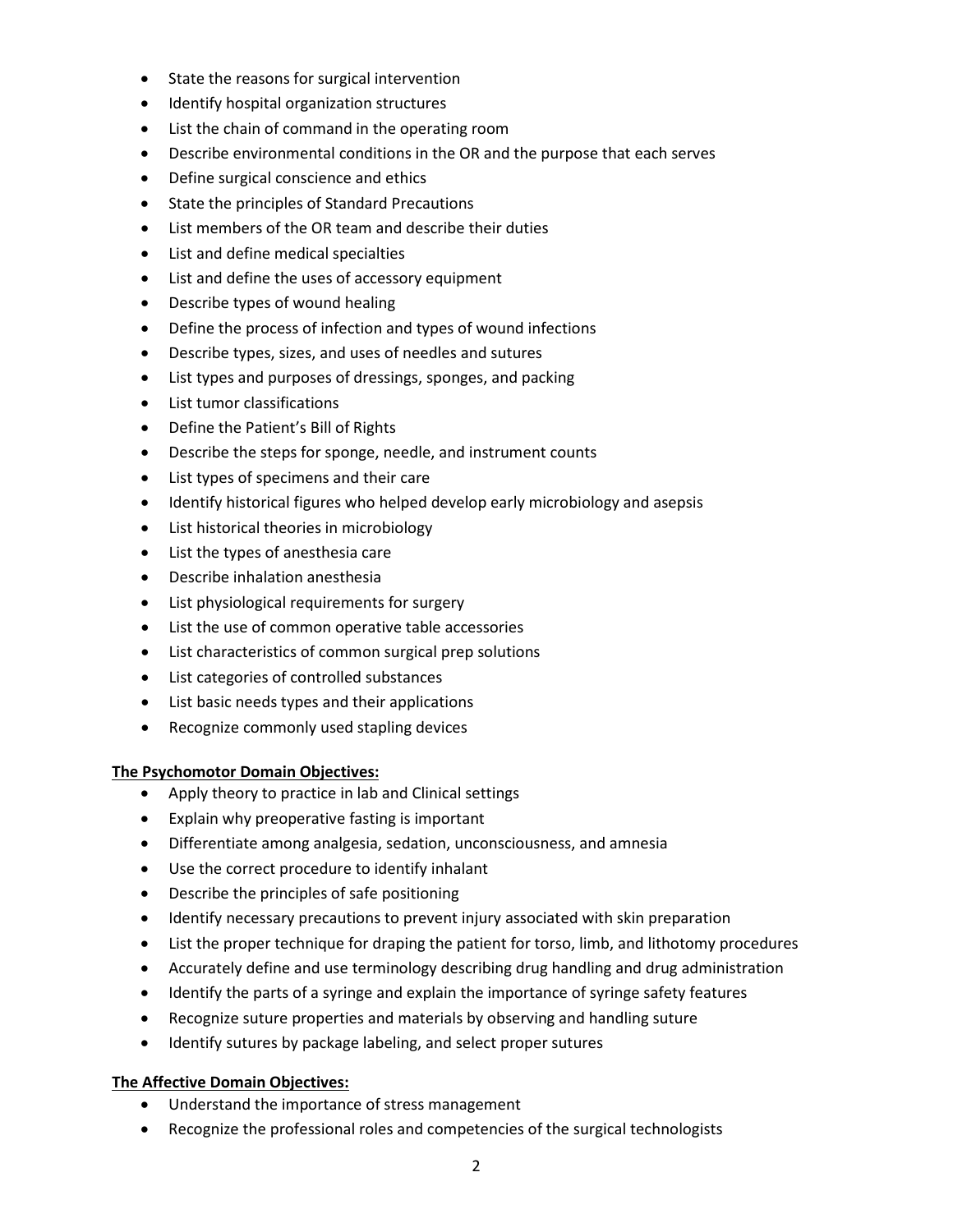- State the reasons for surgical intervention
- Identify hospital organization structures
- List the chain of command in the operating room
- Describe environmental conditions in the OR and the purpose that each serves
- Define surgical conscience and ethics
- State the principles of Standard Precautions
- List members of the OR team and describe their duties
- List and define medical specialties
- List and define the uses of accessory equipment
- Describe types of wound healing
- Define the process of infection and types of wound infections
- Describe types, sizes, and uses of needles and sutures
- List types and purposes of dressings, sponges, and packing
- List tumor classifications
- Define the Patient's Bill of Rights
- Describe the steps for sponge, needle, and instrument counts
- List types of specimens and their care
- Identify historical figures who helped develop early microbiology and asepsis
- List historical theories in microbiology
- List the types of anesthesia care
- Describe inhalation anesthesia
- List physiological requirements for surgery
- List the use of common operative table accessories
- List characteristics of common surgical prep solutions
- List categories of controlled substances
- List basic needs types and their applications
- Recognize commonly used stapling devices

**The Psychomotor Domain Objectives:**

- Apply theory to practice in lab and Clinical settings
- Explain why preoperative fasting is important
- Differentiate among analgesia, sedation, unconsciousness, and amnesia
- Use the correct procedure to identify inhalant
- Describe the principles of safe positioning
- Identify necessary precautions to prevent injury associated with skin preparation
- List the proper technique for draping the patient for torso, limb, and lithotomy procedures
- Accurately define and use terminology describing drug handling and drug administration
- Identify the parts of a syringe and explain the importance of syringe safety features
- Recognize suture properties and materials by observing and handling suture
- Identify sutures by package labeling, and select proper sutures

**The Affective Domain Objectives:**

- Understand the importance of stress management
- Recognize the professional roles and competencies of the surgical technologists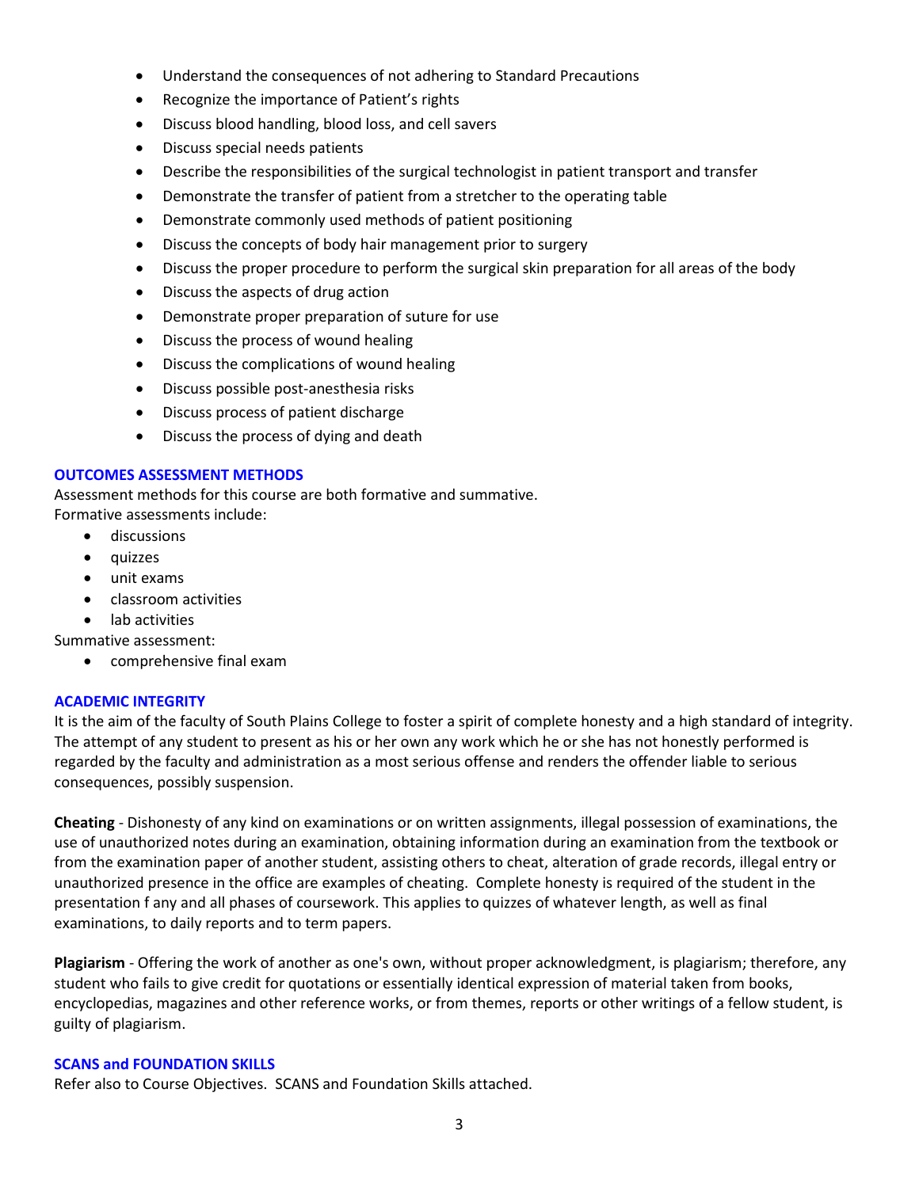- Understand the consequences of not adhering to Standard Precautions
- Recognize the importance of Patient's rights
- Discuss blood handling, blood loss, and cell savers
- Discuss special needs patients
- Describe the responsibilities of the surgical technologist in patient transport and transfer
- Demonstrate the transfer of patient from a stretcher to the operating table
- Demonstrate commonly used methods of patient positioning
- Discuss the concepts of body hair management prior to surgery
- Discuss the proper procedure to perform the surgical skin preparation for all areas of the body
- Discuss the aspects of drug action
- Demonstrate proper preparation of suture for use
- Discuss the process of wound healing
- Discuss the complications of wound healing
- Discuss possible post-anesthesia risks
- Discuss process of patient discharge
- Discuss the process of dying and death

## OUTCOMES ASSESSMENT METHODS

Assessment methods for this course are both formative and summative.
Formative assessments include:

- discussions
- quizzes
- unit exams
- classroom activities
- lab activities

Summative assessment:

- comprehensive final exam

## ACADEMIC INTEGRITY

It is the aim of the faculty of South Plains College to foster a spirit of complete honesty and a high standard of integrity. The attempt of any student to present as his or her own any work which he or she has not honestly performed is regarded by the faculty and administration as a most serious offense and renders the offender liable to serious consequences, possibly suspension.

**Cheating** - Dishonesty of any kind on examinations or on written assignments, illegal possession of examinations, the use of unauthorized notes during an examination, obtaining information during an examination from the textbook or from the examination paper of another student, assisting others to cheat, alteration of grade records, illegal entry or unauthorized presence in the office are examples of cheating. Complete honesty is required of the student in the presentation f any and all phases of coursework. This applies to quizzes of whatever length, as well as final examinations, to daily reports and to term papers.

**Plagiarism** - Offering the work of another as one's own, without proper acknowledgment, is plagiarism; therefore, any student who fails to give credit for quotations or essentially identical expression of material taken from books, encyclopedias, magazines and other reference works, or from themes, reports or other writings of a fellow student, is guilty of plagiarism.

## SCANS and FOUNDATION SKILLS

Refer also to Course Objectives. SCANS and Foundation Skills attached.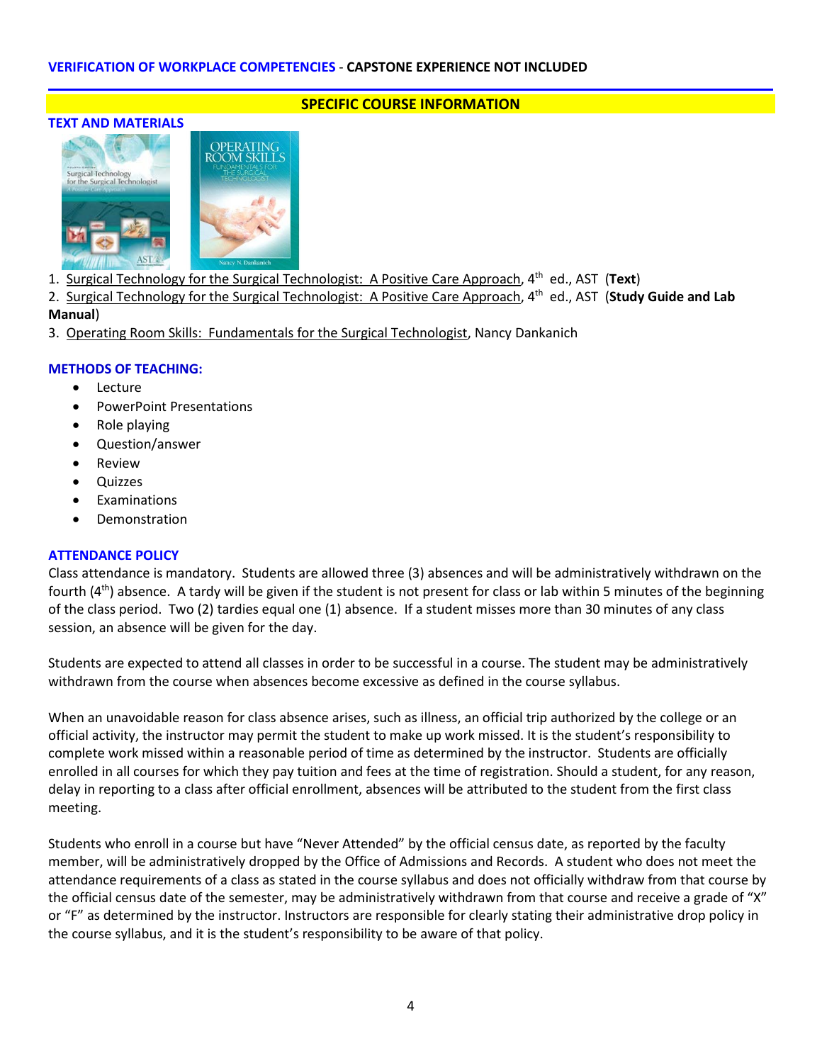**VERIFICATION OF WORKPLACE COMPETENCIES** - **CAPSTONE EXPERIENCE NOT INCLUDED**

## SPECIFIC COURSE INFORMATION

### TEXT AND MATERIALS

1. Surgical Technology for the Surgical Technologist: A Positive Care Approach, 4th ed., AST (**Text**)
2. Surgical Technology for the Surgical Technologist: A Positive Care Approach, 4th ed., AST (**Study Guide and Lab Manual**)
3. Operating Room Skills: Fundamentals for the Surgical Technologist, Nancy Dankanich

### METHODS OF TEACHING:

- Lecture
- PowerPoint Presentations
- Role playing
- Question/answer
- Review
- Quizzes
- Examinations
- Demonstration

### ATTENDANCE POLICY

Class attendance is mandatory. Students are allowed three (3) absences and will be administratively withdrawn on the fourth (4th) absence. A tardy will be given if the student is not present for class or lab within 5 minutes of the beginning of the class period. Two (2) tardies equal one (1) absence. If a student misses more than 30 minutes of any class session, an absence will be given for the day.

Students are expected to attend all classes in order to be successful in a course. The student may be administratively withdrawn from the course when absences become excessive as defined in the course syllabus.

When an unavoidable reason for class absence arises, such as illness, an official trip authorized by the college or an official activity, the instructor may permit the student to make up work missed. It is the student's responsibility to complete work missed within a reasonable period of time as determined by the instructor. Students are officially enrolled in all courses for which they pay tuition and fees at the time of registration. Should a student, for any reason, delay in reporting to a class after official enrollment, absences will be attributed to the student from the first class meeting.

Students who enroll in a course but have "Never Attended" by the official census date, as reported by the faculty member, will be administratively dropped by the Office of Admissions and Records. A student who does not meet the attendance requirements of a class as stated in the course syllabus and does not officially withdraw from that course by the official census date of the semester, may be administratively withdrawn from that course and receive a grade of "X" or "F" as determined by the instructor. Instructors are responsible for clearly stating their administrative drop policy in the course syllabus, and it is the student's responsibility to be aware of that policy.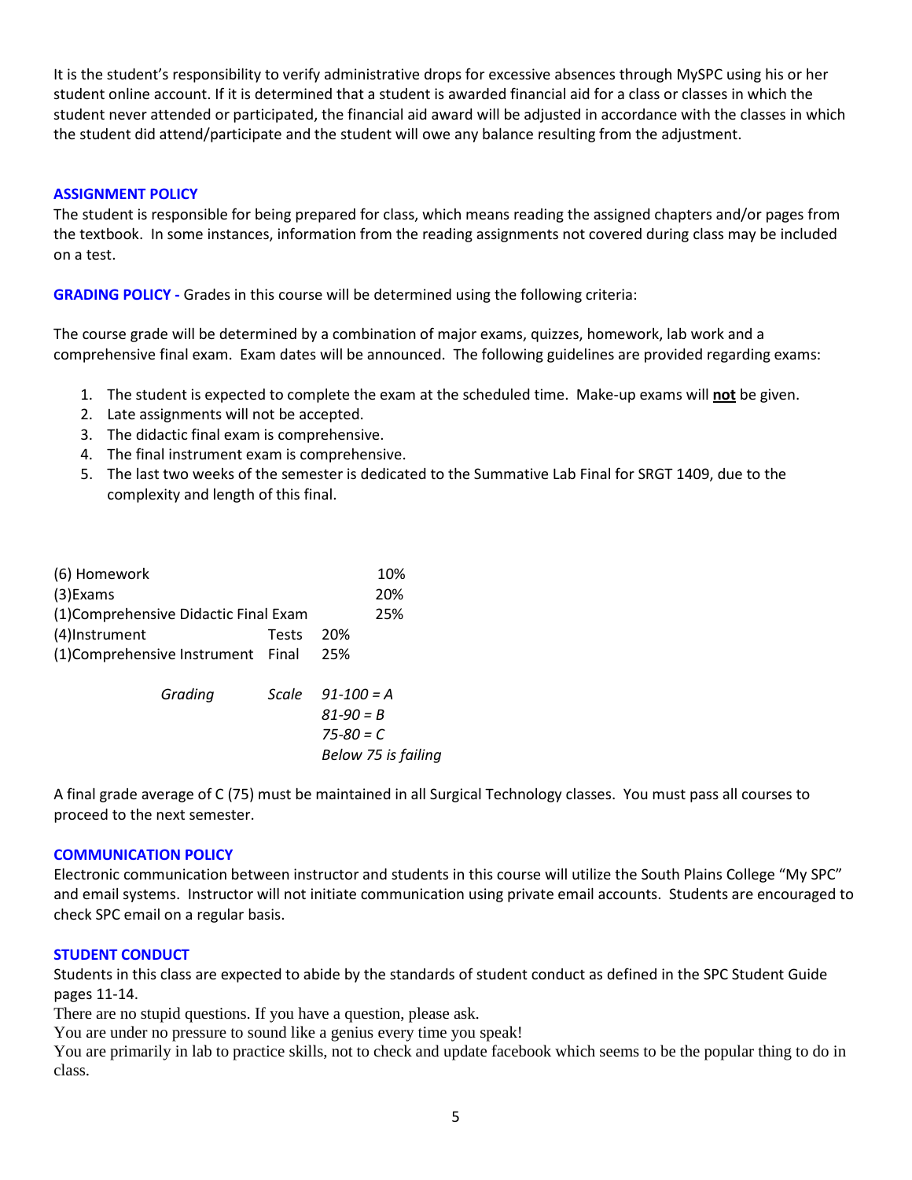It is the student's responsibility to verify administrative drops for excessive absences through MySPC using his or her student online account. If it is determined that a student is awarded financial aid for a class or classes in which the student never attended or participated, the financial aid award will be adjusted in accordance with the classes in which the student did attend/participate and the student will owe any balance resulting from the adjustment.

**ASSIGNMENT POLICY**

The student is responsible for being prepared for class, which means reading the assigned chapters and/or pages from the textbook. In some instances, information from the reading assignments not covered during class may be included on a test.

**GRADING POLICY -** Grades in this course will be determined using the following criteria:

The course grade will be determined by a combination of major exams, quizzes, homework, lab work and a comprehensive final exam. Exam dates will be announced. The following guidelines are provided regarding exams:

1. The student is expected to complete the exam at the scheduled time. Make-up exams will **not** be given.
2. Late assignments will not be accepted.
3. The didactic final exam is comprehensive.
4. The final instrument exam is comprehensive.
5. The last two weeks of the semester is dedicated to the Summative Lab Final for SRGT 1409, due to the complexity and length of this final.

| | |
|---|---|
| (6) Homework | 10% |
| (3)Exams | 20% |
| (1)Comprehensive Didactic Final Exam | 25% |
| (4)Instrument Tests | 20% |
| (1)Comprehensive Instrument Final | 25% |

*Grading Scale*
*91-100 = A*
*81-90 = B*
*75-80 = C*
*Below 75 is failing*

A final grade average of C (75) must be maintained in all Surgical Technology classes. You must pass all courses to proceed to the next semester.

**COMMUNICATION POLICY**

Electronic communication between instructor and students in this course will utilize the South Plains College "My SPC" and email systems. Instructor will not initiate communication using private email accounts. Students are encouraged to check SPC email on a regular basis.

**STUDENT CONDUCT**

Students in this class are expected to abide by the standards of student conduct as defined in the SPC Student Guide pages 11-14.

There are no stupid questions. If you have a question, please ask.

You are under no pressure to sound like a genius every time you speak!

You are primarily in lab to practice skills, not to check and update facebook which seems to be the popular thing to do in class.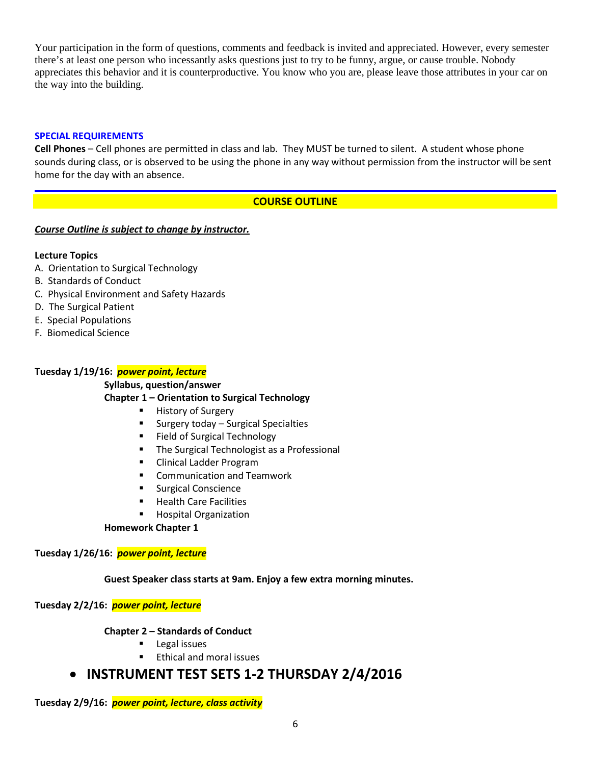Your participation in the form of questions, comments and feedback is invited and appreciated. However, every semester there's at least one person who incessantly asks questions just to try to be funny, argue, or cause trouble. Nobody appreciates this behavior and it is counterproductive. You know who you are, please leave those attributes in your car on the way into the building.

### SPECIAL REQUIREMENTS

**Cell Phones** – Cell phones are permitted in class and lab. They MUST be turned to silent. A student whose phone sounds during class, or is observed to be using the phone in any way without permission from the instructor will be sent home for the day with an absence.

## COURSE OUTLINE

***Course Outline is subject to change by instructor.***

**Lecture Topics**

A. Orientation to Surgical Technology
B. Standards of Conduct
C. Physical Environment and Safety Hazards
D. The Surgical Patient
E. Special Populations
F. Biomedical Science

**Tuesday 1/19/16:** ***power point, lecture***

**Syllabus, question/answer**

**Chapter 1 – Orientation to Surgical Technology**

- History of Surgery
- Surgery today – Surgical Specialties
- Field of Surgical Technology
- The Surgical Technologist as a Professional
- Clinical Ladder Program
- Communication and Teamwork
- Surgical Conscience
- Health Care Facilities
- Hospital Organization

**Homework Chapter 1**

**Tuesday 1/26/16:** ***power point, lecture***

**Guest Speaker class starts at 9am. Enjoy a few extra morning minutes.**

**Tuesday 2/2/16:** ***power point, lecture***

**Chapter 2 – Standards of Conduct**

- Legal issues
- Ethical and moral issues

- **INSTRUMENT TEST SETS 1-2 THURSDAY 2/4/2016**

**Tuesday 2/9/16:** ***power point, lecture, class activity***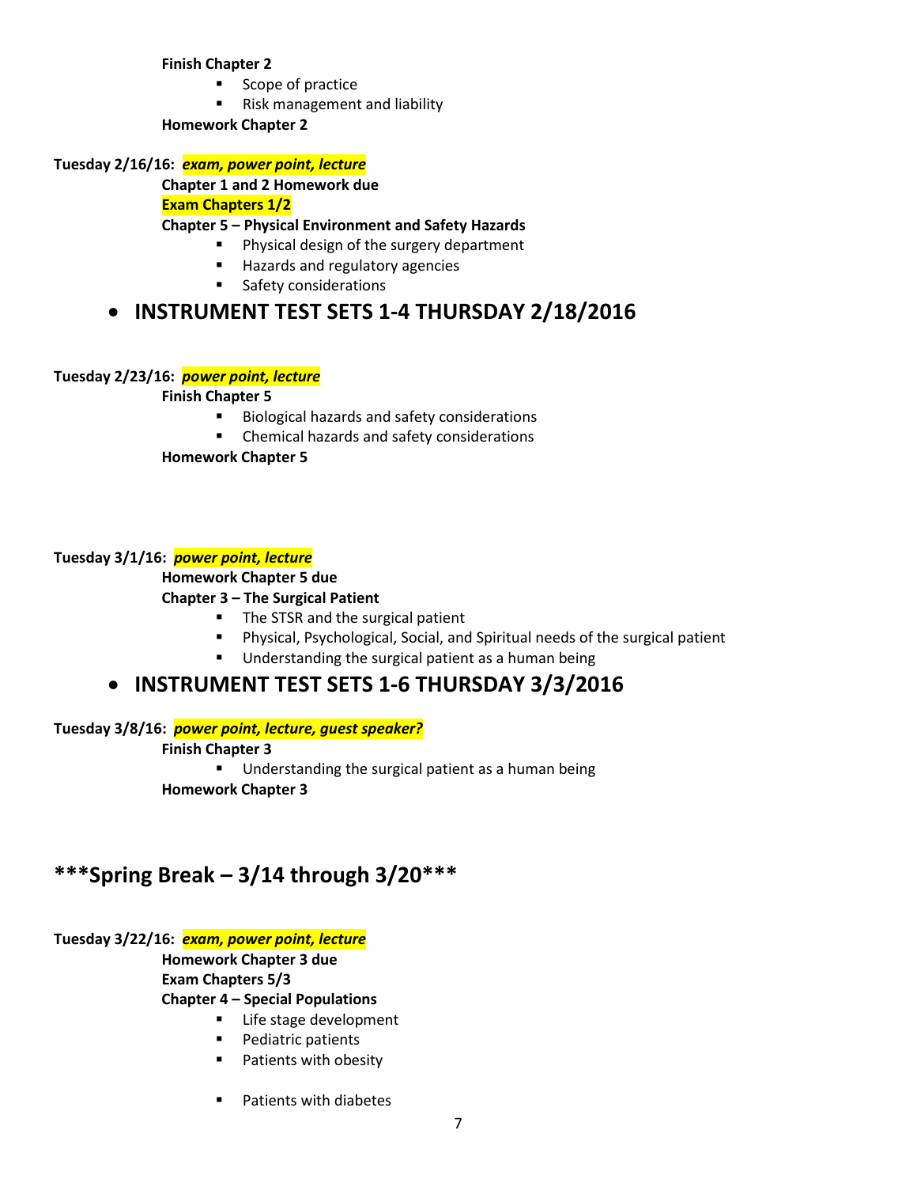**Finish Chapter 2**

- Scope of practice
- Risk management and liability

**Homework Chapter 2**

**Tuesday 2/16/16:** ***exam, power point, lecture***

**Chapter 1 and 2 Homework due**

**Exam Chapters 1/2**

**Chapter 5 – Physical Environment and Safety Hazards**

- Physical design of the surgery department
- Hazards and regulatory agencies
- Safety considerations

- **INSTRUMENT TEST SETS 1-4 THURSDAY 2/18/2016**

**Tuesday 2/23/16:** ***power point, lecture***

**Finish Chapter 5**

- Biological hazards and safety considerations
- Chemical hazards and safety considerations

**Homework Chapter 5**

**Tuesday 3/1/16:** ***power point, lecture***

**Homework Chapter 5 due**

**Chapter 3 – The Surgical Patient**

- The STSR and the surgical patient
- Physical, Psychological, Social, and Spiritual needs of the surgical patient
- Understanding the surgical patient as a human being

- **INSTRUMENT TEST SETS 1-6 THURSDAY 3/3/2016**

**Tuesday 3/8/16:** ***power point, lecture, guest speaker?***

**Finish Chapter 3**

- Understanding the surgical patient as a human being

**Homework Chapter 3**

## ***Spring Break – 3/14 through 3/20***

**Tuesday 3/22/16:** ***exam, power point, lecture***

**Homework Chapter 3 due**

**Exam Chapters 5/3**

**Chapter 4 – Special Populations**

- Life stage development
- Pediatric patients
- Patients with obesity
- Patients with diabetes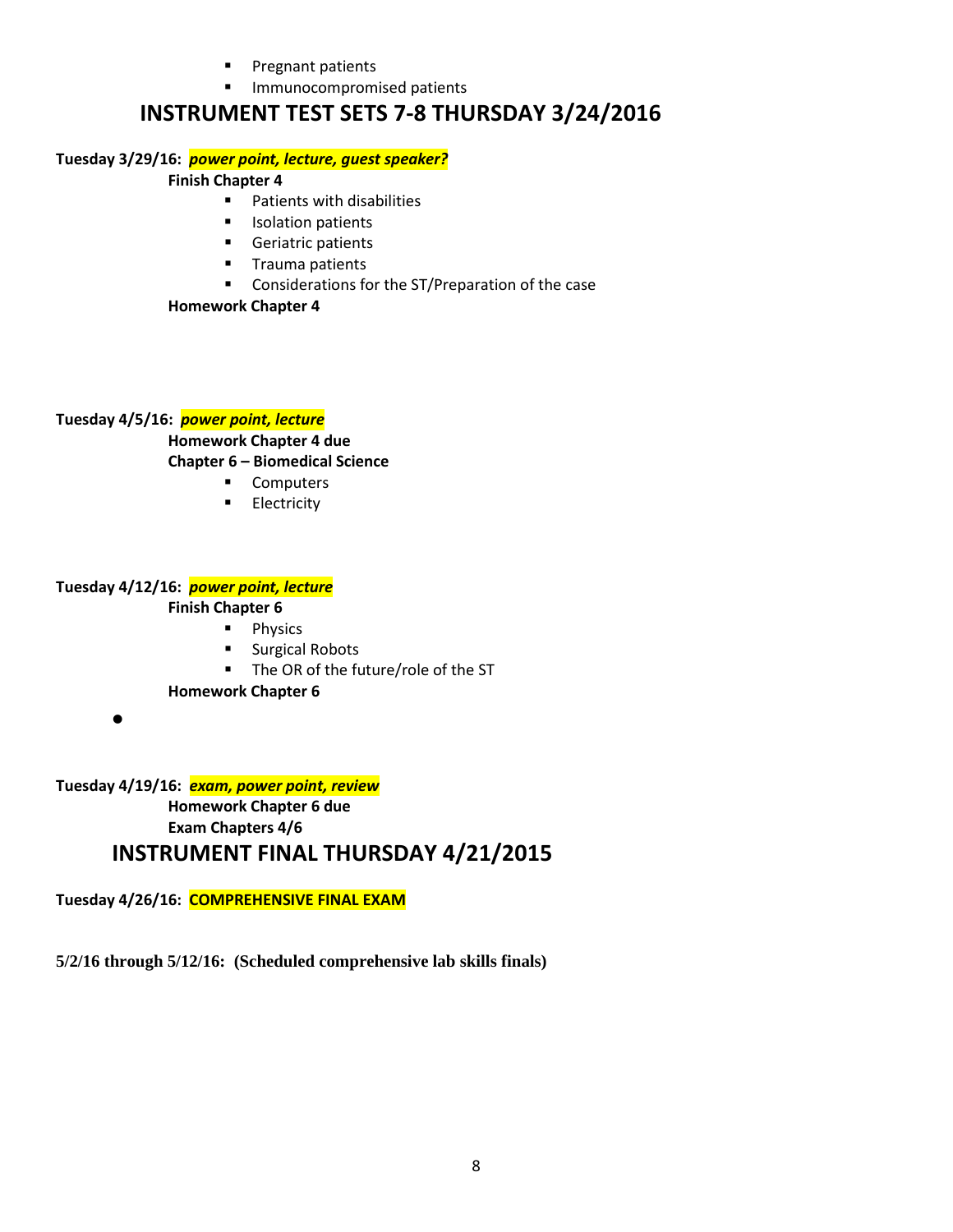- Pregnant patients
- Immunocompromised patients

## INSTRUMENT TEST SETS 7-8 THURSDAY 3/24/2016

**Tuesday 3/29/16:** ***power point, lecture, guest speaker?***

**Finish Chapter 4**

- Patients with disabilities
- Isolation patients
- Geriatric patients
- Trauma patients
- Considerations for the ST/Preparation of the case

**Homework Chapter 4**

**Tuesday 4/5/16:** ***power point, lecture***

**Homework Chapter 4 due**

**Chapter 6 – Biomedical Science**

- Computers
- Electricity

**Tuesday 4/12/16:** ***power point, lecture***

**Finish Chapter 6**

- Physics
- Surgical Robots
- The OR of the future/role of the ST

**Homework Chapter 6**

- 

**Tuesday 4/19/16:** ***exam, power point, review***

**Homework Chapter 6 due**

**Exam Chapters 4/6**

## INSTRUMENT FINAL THURSDAY 4/21/2015

**Tuesday 4/26/16:** **COMPREHENSIVE FINAL EXAM**

**5/2/16 through 5/12/16: (Scheduled comprehensive lab skills finals)**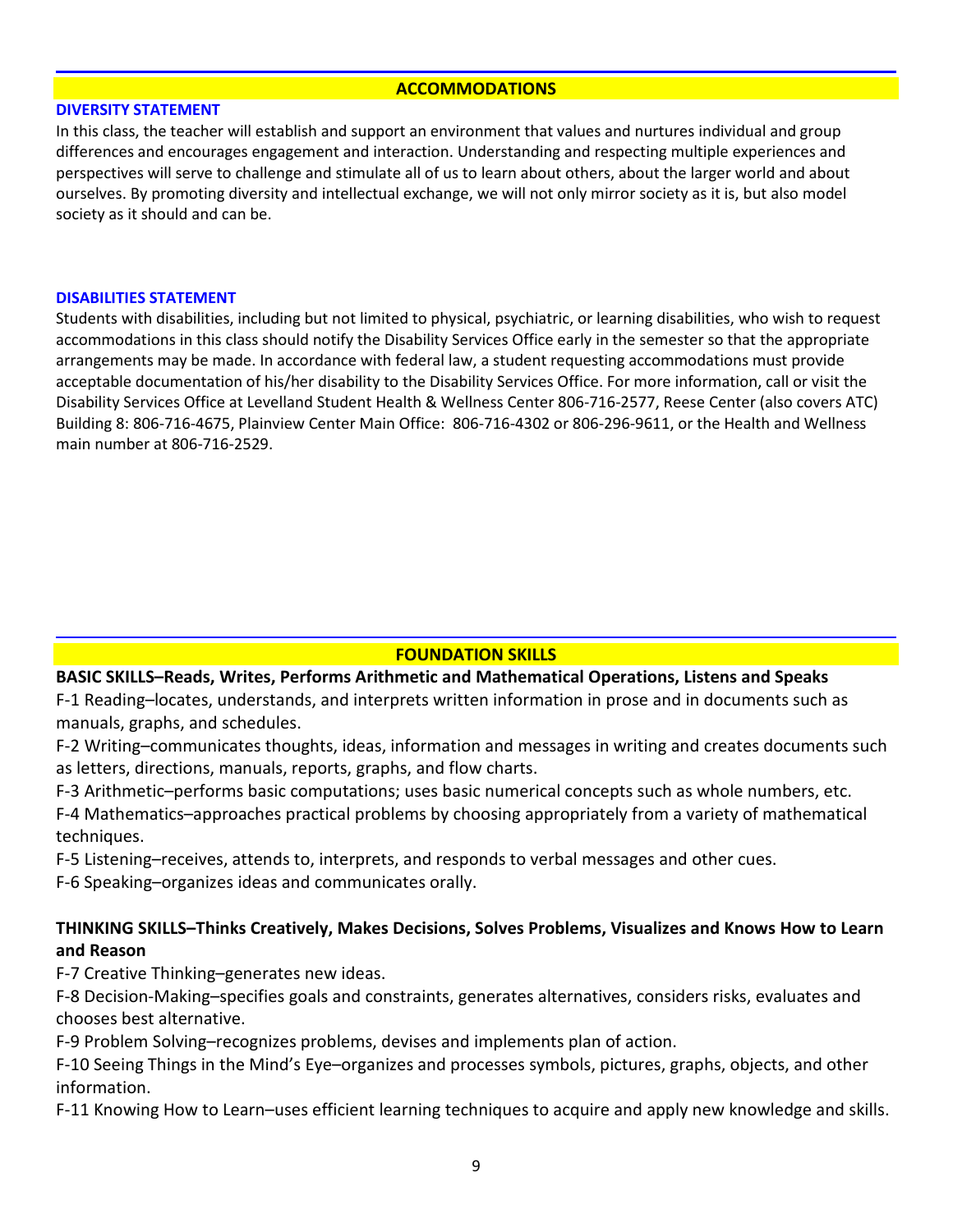## ACCOMMODATIONS

### DIVERSITY STATEMENT

In this class, the teacher will establish and support an environment that values and nurtures individual and group differences and encourages engagement and interaction. Understanding and respecting multiple experiences and perspectives will serve to challenge and stimulate all of us to learn about others, about the larger world and about ourselves. By promoting diversity and intellectual exchange, we will not only mirror society as it is, but also model society as it should and can be.

### DISABILITIES STATEMENT

Students with disabilities, including but not limited to physical, psychiatric, or learning disabilities, who wish to request accommodations in this class should notify the Disability Services Office early in the semester so that the appropriate arrangements may be made. In accordance with federal law, a student requesting accommodations must provide acceptable documentation of his/her disability to the Disability Services Office. For more information, call or visit the Disability Services Office at Levelland Student Health & Wellness Center 806-716-2577, Reese Center (also covers ATC) Building 8: 806-716-4675, Plainview Center Main Office: 806-716-4302 or 806-296-9611, or the Health and Wellness main number at 806-716-2529.

## FOUNDATION SKILLS

**BASIC SKILLS–Reads, Writes, Performs Arithmetic and Mathematical Operations, Listens and Speaks**

F-1 Reading–locates, understands, and interprets written information in prose and in documents such as manuals, graphs, and schedules.

F-2 Writing–communicates thoughts, ideas, information and messages in writing and creates documents such as letters, directions, manuals, reports, graphs, and flow charts.

F-3 Arithmetic–performs basic computations; uses basic numerical concepts such as whole numbers, etc.

F-4 Mathematics–approaches practical problems by choosing appropriately from a variety of mathematical techniques.

F-5 Listening–receives, attends to, interprets, and responds to verbal messages and other cues.

F-6 Speaking–organizes ideas and communicates orally.

**THINKING SKILLS–Thinks Creatively, Makes Decisions, Solves Problems, Visualizes and Knows How to Learn and Reason**

F-7 Creative Thinking–generates new ideas.

F-8 Decision-Making–specifies goals and constraints, generates alternatives, considers risks, evaluates and chooses best alternative.

F-9 Problem Solving–recognizes problems, devises and implements plan of action.

F-10 Seeing Things in the Mind's Eye–organizes and processes symbols, pictures, graphs, objects, and other information.

F-11 Knowing How to Learn–uses efficient learning techniques to acquire and apply new knowledge and skills.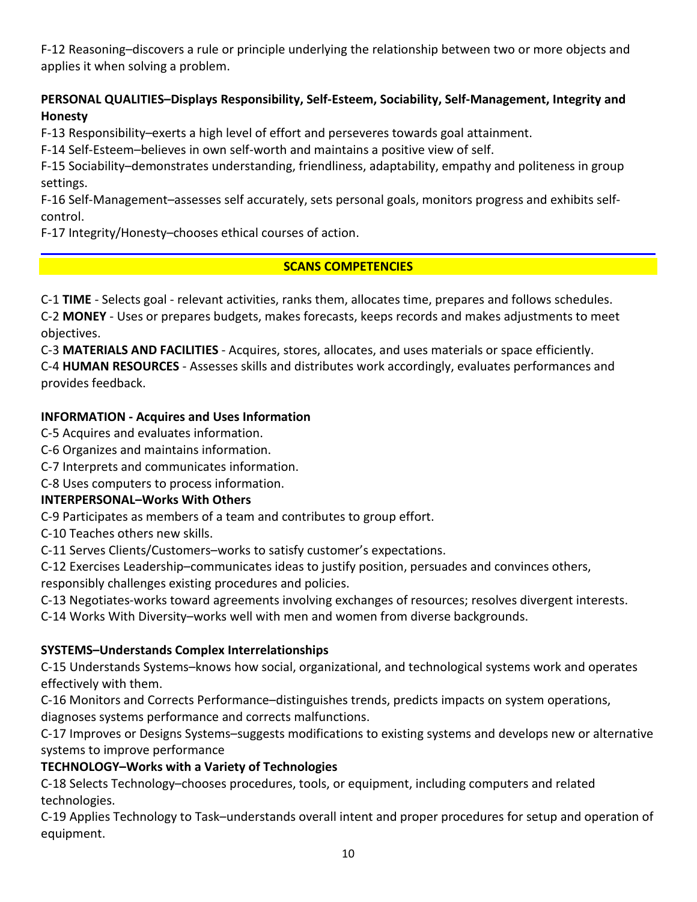F-12 Reasoning–discovers a rule or principle underlying the relationship between two or more objects and applies it when solving a problem.

**PERSONAL QUALITIES–Displays Responsibility, Self-Esteem, Sociability, Self-Management, Integrity and Honesty**

F-13 Responsibility–exerts a high level of effort and perseveres towards goal attainment.
F-14 Self-Esteem–believes in own self-worth and maintains a positive view of self.
F-15 Sociability–demonstrates understanding, friendliness, adaptability, empathy and politeness in group settings.
F-16 Self-Management–assesses self accurately, sets personal goals, monitors progress and exhibits self-control.
F-17 Integrity/Honesty–chooses ethical courses of action.

## SCANS COMPETENCIES

C-1 **TIME** - Selects goal - relevant activities, ranks them, allocates time, prepares and follows schedules.
C-2 **MONEY** - Uses or prepares budgets, makes forecasts, keeps records and makes adjustments to meet objectives.
C-3 **MATERIALS AND FACILITIES** - Acquires, stores, allocates, and uses materials or space efficiently.
C-4 **HUMAN RESOURCES** - Assesses skills and distributes work accordingly, evaluates performances and provides feedback.

**INFORMATION - Acquires and Uses Information**

C-5 Acquires and evaluates information.
C-6 Organizes and maintains information.
C-7 Interprets and communicates information.
C-8 Uses computers to process information.

**INTERPERSONAL–Works With Others**

C-9 Participates as members of a team and contributes to group effort.
C-10 Teaches others new skills.
C-11 Serves Clients/Customers–works to satisfy customer's expectations.
C-12 Exercises Leadership–communicates ideas to justify position, persuades and convinces others, responsibly challenges existing procedures and policies.
C-13 Negotiates-works toward agreements involving exchanges of resources; resolves divergent interests.
C-14 Works With Diversity–works well with men and women from diverse backgrounds.

**SYSTEMS–Understands Complex Interrelationships**

C-15 Understands Systems–knows how social, organizational, and technological systems work and operates effectively with them.
C-16 Monitors and Corrects Performance–distinguishes trends, predicts impacts on system operations, diagnoses systems performance and corrects malfunctions.
C-17 Improves or Designs Systems–suggests modifications to existing systems and develops new or alternative systems to improve performance

**TECHNOLOGY–Works with a Variety of Technologies**

C-18 Selects Technology–chooses procedures, tools, or equipment, including computers and related technologies.
C-19 Applies Technology to Task–understands overall intent and proper procedures for setup and operation of equipment.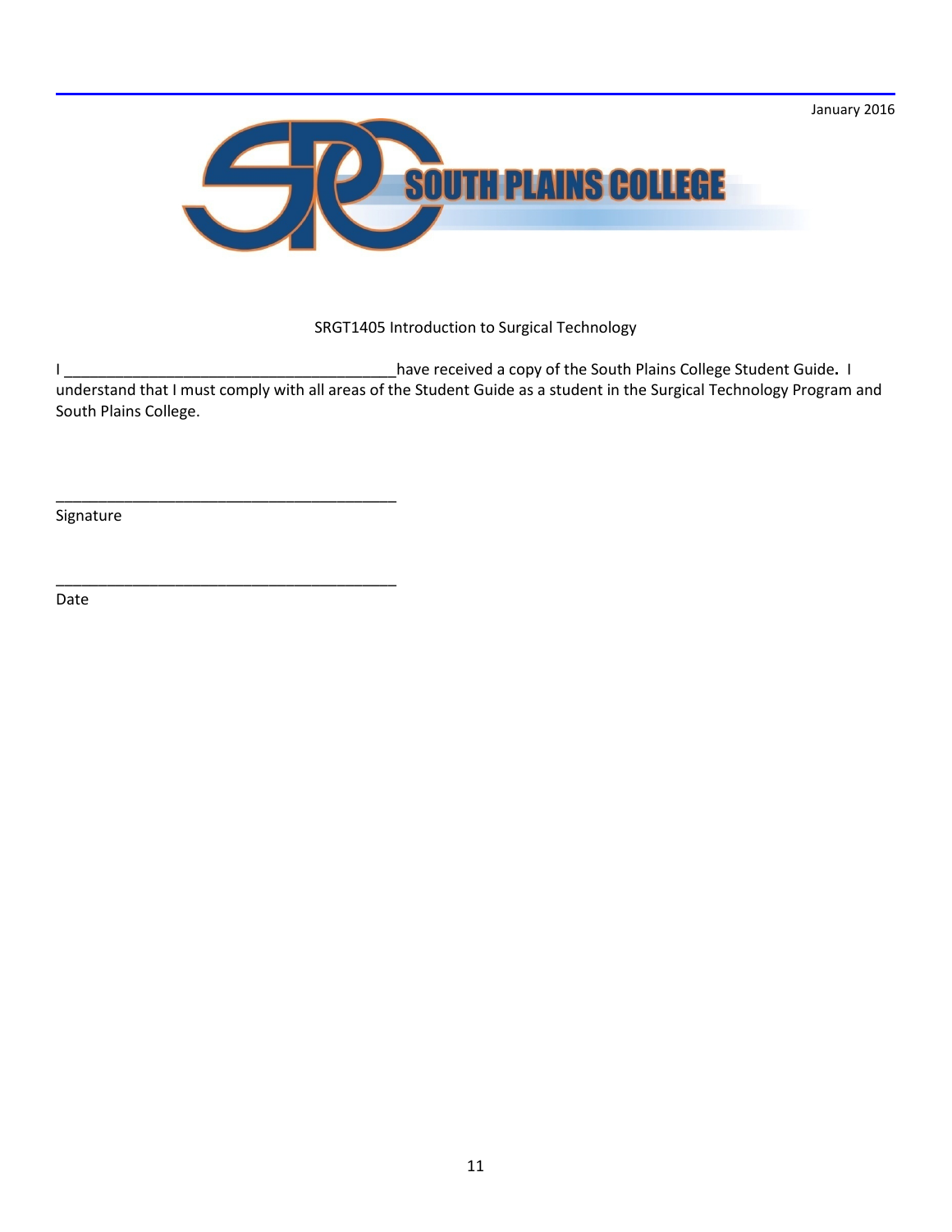January 2016

SOUTH PLAINS COLLEGE

SRGT1405 Introduction to Surgical Technology

I ________________________________________have received a copy of the South Plains College Student Guide**.** I understand that I must comply with all areas of the Student Guide as a student in the Surgical Technology Program and South Plains College.

________________________________________

Signature

________________________________________

Date